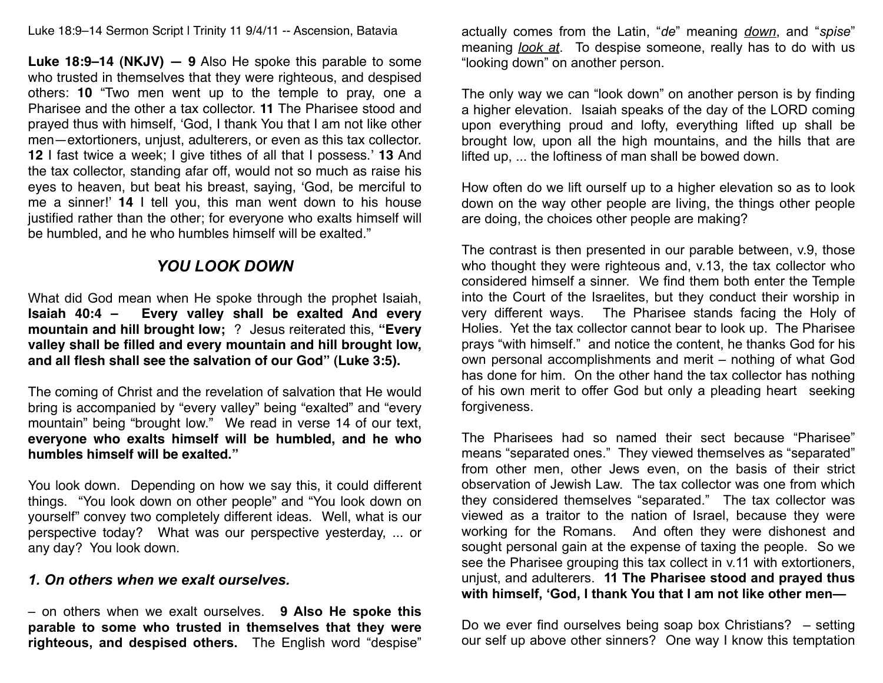Luke 18:9–14 Sermon Script | Trinity 11 9/4/11 -- Ascension, Batavia

**Luke 18:9–14 (NKJV) — 9** Also He spoke this parable to some who trusted in themselves that they were righteous, and despised others: **10** "Two men went up to the temple to pray, one a Pharisee and the other a tax collector. **11** The Pharisee stood and prayed thus with himself, 'God, I thank You that I am not like other men—extortioners, unjust, adulterers, or even as this tax collector. **12** I fast twice a week; I give tithes of all that I possess.' **13** And the tax collector, standing afar off, would not so much as raise his eyes to heaven, but beat his breast, saying, 'God, be merciful to me a sinner!' **14** I tell you, this man went down to his house justified rather than the other; for everyone who exalts himself will be humbled, and he who humbles himself will be exalted."

## *YOU LOOK DOWN*

What did God mean when He spoke through the prophet Isaiah, **Isaiah 40:4 – Every valley shall be exalted And every mountain and hill brought low;** ? Jesus reiterated this, **"Every valley shall be filled and every mountain and hill brought low, and all flesh shall see the salvation of our God" (Luke 3:5).**

The coming of Christ and the revelation of salvation that He would bring is accompanied by "every valley" being "exalted" and "every mountain" being "brought low." We read in verse 14 of our text, **everyone who exalts himself will be humbled, and he who humbles himself will be exalted."**

You look down. Depending on how we say this, it could different things. "You look down on other people" and "You look down on yourself" convey two completely different ideas. Well, what is our perspective today? What was our perspective yesterday, ... or any day? You look down.

### *1. On others when we exalt ourselves.*

– on others when we exalt ourselves. **9 Also He spoke this parable to some who trusted in themselves that they were righteous, and despised others.** The English word "despise" actually comes from the Latin, "*de*" meaning *__down__*, and "*spise*" meaning *__look at__*. To despise someone, really has to do with us "looking down" on another person.

The only way we can "look down" on another person is by finding a higher elevation. Isaiah speaks of the day of the LORD coming upon everything proud and lofty, everything lifted up shall be brought low, upon all the high mountains, and the hills that are lifted up, ... the loftiness of man shall be bowed down.

How often do we lift ourself up to a higher elevation so as to look down on the way other people are living, the things other people are doing, the choices other people are making?

The contrast is then presented in our parable between, v.9, those who thought they were righteous and, v.13, the tax collector who considered himself a sinner. We find them both enter the Temple into the Court of the Israelites, but they conduct their worship in very different ways. The Pharisee stands facing the Holy of Holies. Yet the tax collector cannot bear to look up. The Pharisee prays "with himself." and notice the content, he thanks God for his own personal accomplishments and merit – nothing of what God has done for him. On the other hand the tax collector has nothing of his own merit to offer God but only a pleading heart seeking forgiveness.

The Pharisees had so named their sect because "Pharisee" means "separated ones." They viewed themselves as "separated" from other men, other Jews even, on the basis of their strict observation of Jewish Law. The tax collector was one from which they considered themselves "separated." The tax collector was viewed as a traitor to the nation of Israel, because they were working for the Romans. And often they were dishonest and sought personal gain at the expense of taxing the people. So we see the Pharisee grouping this tax collect in v.11 with extortioners, unjust, and adulterers. **11 The Pharisee stood and prayed thus with himself, 'God, I thank You that I am not like other men—**

Do we ever find ourselves being soap box Christians? – setting our self up above other sinners? One way I know this temptation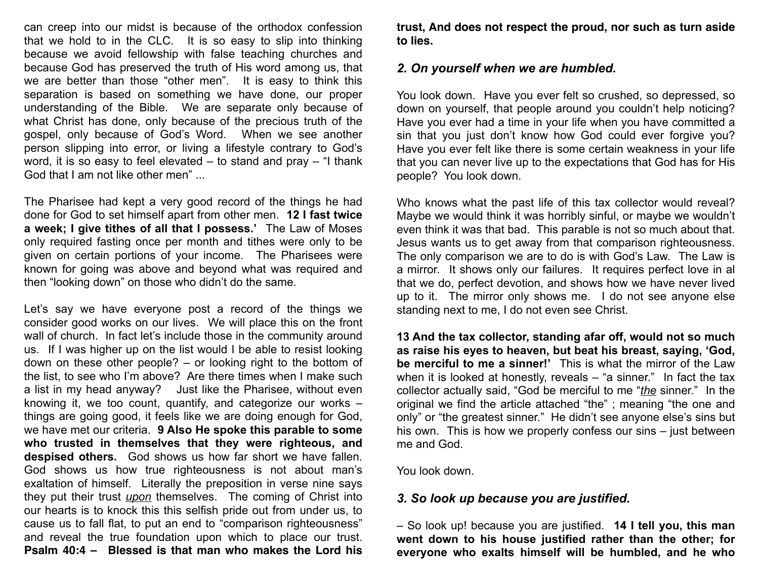can creep into our midst is because of the orthodox confession that we hold to in the CLC. It is so easy to slip into thinking because we avoid fellowship with false teaching churches and because God has preserved the truth of His word among us, that we are better than those "other men". It is easy to think this separation is based on something we have done, our proper understanding of the Bible. We are separate only because of what Christ has done, only because of the precious truth of the gospel, only because of God's Word. When we see another person slipping into error, or living a lifestyle contrary to God's word, it is so easy to feel elevated – to stand and pray – "I thank God that I am not like other men" ...

The Pharisee had kept a very good record of the things he had done for God to set himself apart from other men. **12 I fast twice a week; I give tithes of all that I possess.'** The Law of Moses only required fasting once per month and tithes were only to be given on certain portions of your income. The Pharisees were known for going was above and beyond what was required and then "looking down" on those who didn't do the same.

Let's say we have everyone post a record of the things we consider good works on our lives. We will place this on the front wall of church. In fact let's include those in the community around us. If I was higher up on the list would I be able to resist looking down on these other people? – or looking right to the bottom of the list, to see who I'm above? Are there times when I make such a list in my head anyway? Just like the Pharisee, without even knowing it, we too count, quantify, and categorize our works – things are going good, it feels like we are doing enough for God, we have met our criteria. **9 Also He spoke this parable to some who trusted in themselves that they were righteous, and despised others.** God shows us how far short we have fallen. God shows us how true righteousness is not about man's exaltation of himself. Literally the preposition in verse nine says they put their trust *upon* themselves. The coming of Christ into our hearts is to knock this this selfish pride out from under us, to cause us to fall flat, to put an end to "comparison righteousness" and reveal the true foundation upon which to place our trust. **Psalm 40:4 – Blessed is that man who makes the Lord his trust, And does not respect the proud, nor such as turn aside to lies.**

### *2. On yourself when we are humbled.*

You look down. Have you ever felt so crushed, so depressed, so down on yourself, that people around you couldn't help noticing? Have you ever had a time in your life when you have committed a sin that you just don't know how God could ever forgive you? Have you ever felt like there is some certain weakness in your life that you can never live up to the expectations that God has for His people? You look down.

Who knows what the past life of this tax collector would reveal? Maybe we would think it was horribly sinful, or maybe we wouldn't even think it was that bad. This parable is not so much about that. Jesus wants us to get away from that comparison righteousness. The only comparison we are to do is with God's Law. The Law is a mirror. It shows only our failures. It requires perfect love in al that we do, perfect devotion, and shows how we have never lived up to it. The mirror only shows me. I do not see anyone else standing next to me, I do not even see Christ.

**13 And the tax collector, standing afar off, would not so much as raise his eyes to heaven, but beat his breast, saying, 'God, be merciful to me a sinner!'** This is what the mirror of the Law when it is looked at honestly, reveals – "a sinner." In fact the tax collector actually said, "God be merciful to me "***the*** sinner." In the original we find the article attached "the" ; meaning "the one and only" or "the greatest sinner." He didn't see anyone else's sins but his own. This is how we properly confess our sins – just between me and God.

You look down.

### *3. So look up because you are justified.*

– So look up! because you are justified. **14 I tell you, this man went down to his house justified rather than the other; for everyone who exalts himself will be humbled, and he who**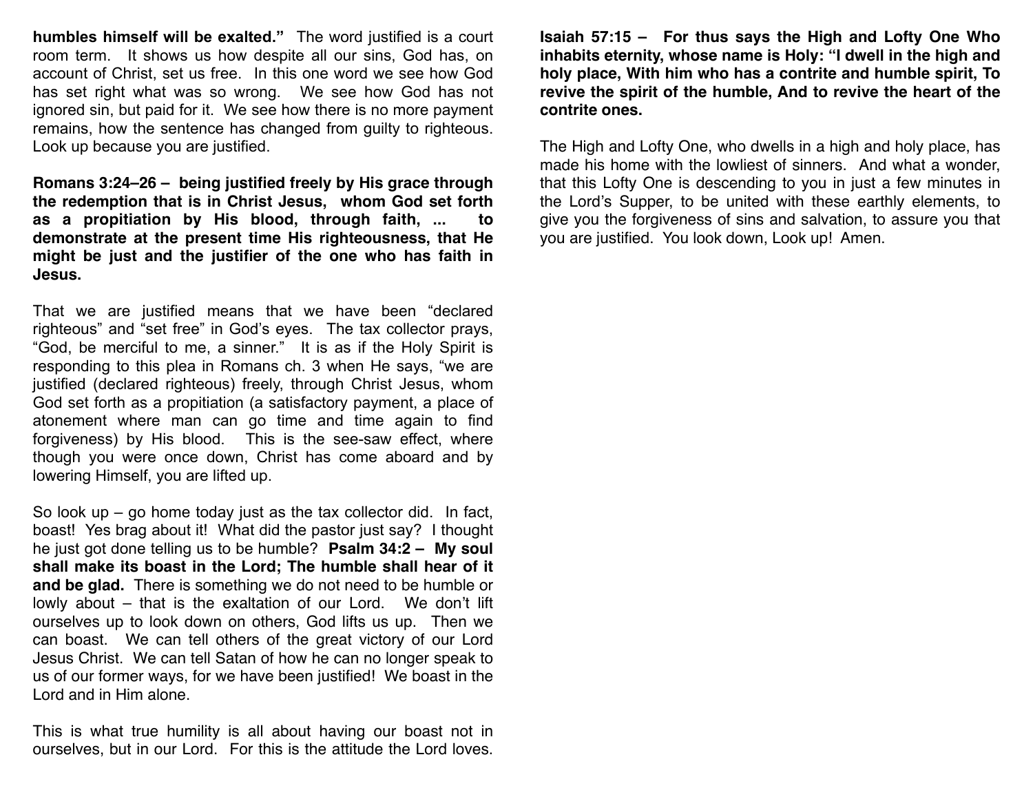**humbles himself will be exalted."** The word justified is a court room term. It shows us how despite all our sins, God has, on account of Christ, set us free. In this one word we see how God has set right what was so wrong. We see how God has not ignored sin, but paid for it. We see how there is no more payment remains, how the sentence has changed from guilty to righteous. Look up because you are justified.

**Romans 3:24–26 – being justified freely by His grace through the redemption that is in Christ Jesus, whom God set forth as a propitiation by His blood, through faith, ... to demonstrate at the present time His righteousness, that He might be just and the justifier of the one who has faith in Jesus.**

That we are justified means that we have been "declared righteous" and "set free" in God's eyes. The tax collector prays, "God, be merciful to me, a sinner." It is as if the Holy Spirit is responding to this plea in Romans ch. 3 when He says, "we are justified (declared righteous) freely, through Christ Jesus, whom God set forth as a propitiation (a satisfactory payment, a place of atonement where man can go time and time again to find forgiveness) by His blood. This is the see-saw effect, where though you were once down, Christ has come aboard and by lowering Himself, you are lifted up.

So look up – go home today just as the tax collector did. In fact, boast! Yes brag about it! What did the pastor just say? I thought he just got done telling us to be humble? **Psalm 34:2 – My soul shall make its boast in the Lord; The humble shall hear of it and be glad.** There is something we do not need to be humble or lowly about – that is the exaltation of our Lord. We don't lift ourselves up to look down on others, God lifts us up. Then we can boast. We can tell others of the great victory of our Lord Jesus Christ. We can tell Satan of how he can no longer speak to us of our former ways, for we have been justified! We boast in the Lord and in Him alone.

This is what true humility is all about having our boast not in ourselves, but in our Lord. For this is the attitude the Lord loves.

**Isaiah 57:15 – For thus says the High and Lofty One Who inhabits eternity, whose name is Holy: "I dwell in the high and holy place, With him who has a contrite and humble spirit, To revive the spirit of the humble, And to revive the heart of the contrite ones.**

The High and Lofty One, who dwells in a high and holy place, has made his home with the lowliest of sinners. And what a wonder, that this Lofty One is descending to you in just a few minutes in the Lord's Supper, to be united with these earthly elements, to give you the forgiveness of sins and salvation, to assure you that you are justified. You look down, Look up! Amen.